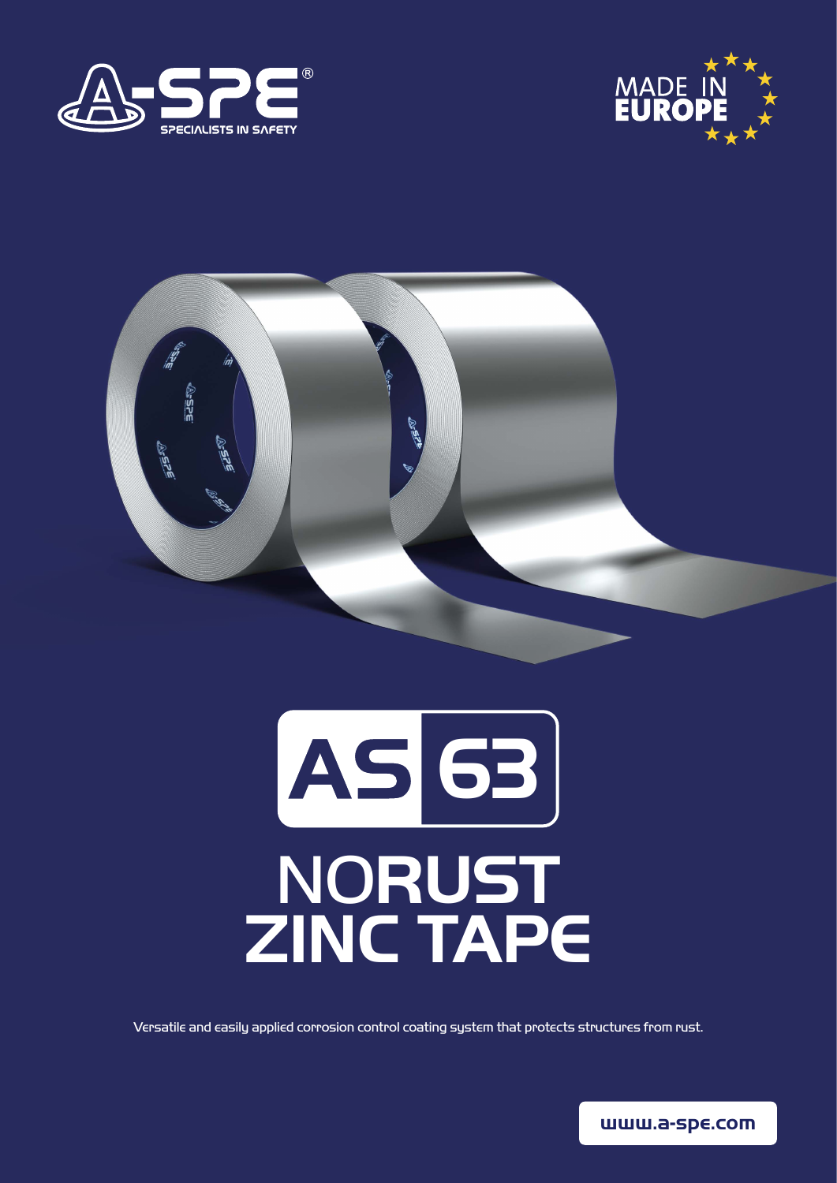A-SPE®
SPECIALISTS IN SAFETY

MADE IN EUROPE

# AS 63

# NORUST ZINC TAPE

Versatile and easily applied corrosion control coating system that protects structures from rust.

www.a-spe.com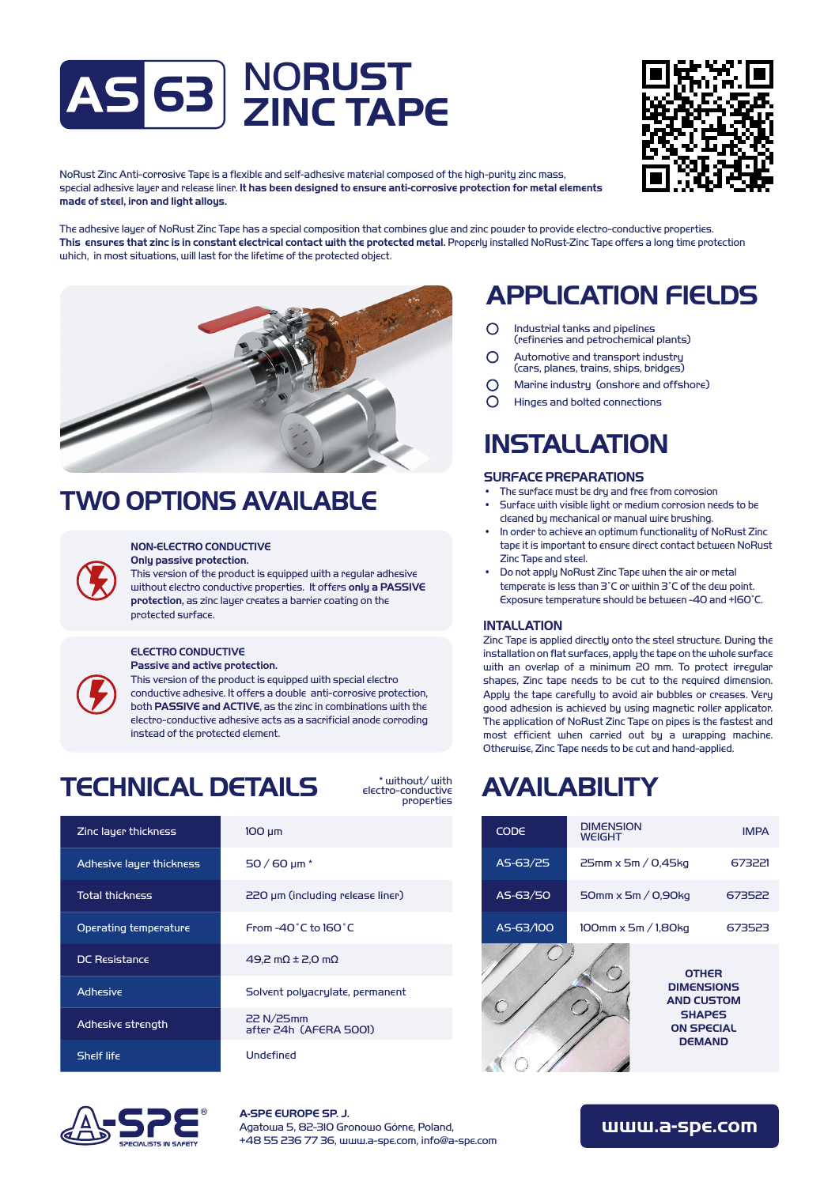# AS 63 NORUST ZINC TAPE

NoRust Zinc Anti-corrosive Tape is a flexible and self-adhesive material composed of the high-purity zinc mass, special adhesive layer and release liner. **It has been designed to ensure anti-corrosive protection for metal elements made of steel, iron and light alloys.**

The adhesive layer of NoRust Zinc Tape has a special composition that combines glue and zinc powder to provide electro-conductive properties. **This ensures that zinc is in constant electrical contact with the protected metal.** Properly installed NoRust-Zinc Tape offers a long time protection which, in most situations, will last for the lifetime of the protected object.

## TWO OPTIONS AVAILABLE

**NON-ELECTRO CONDUCTIVE**
**Only passive protection.**
This version of the product is equipped with a regular adhesive without electro conductive properties. It offers **only a PASSIVE protection**, as zinc layer creates a barrier coating on the protected surface.

**ELECTRO CONDUCTIVE**
**Passive and active protection.**
This version of the product is equipped with special electro conductive adhesive. It offers a double anti-corrosive protection, both **PASSIVE and ACTIVE**, as the zinc in combinations with the electro-conductive adhesive acts as a sacrificial anode corroding instead of the protected element.

## APPLICATION FIELDS

- Industrial tanks and pipelines (refineries and petrochemical plants)
- Automotive and transport industry (cars, planes, trains, ships, bridges)
- Marine industry (onshore and offshore)
- Hinges and bolted connections

## INSTALLATION

### SURFACE PREPARATIONS

- The surface must be dry and free from corrosion
- Surface with visible light or medium corrosion needs to be cleaned by mechanical or manual wire brushing.
- In order to achieve an optimum functionality of NoRust Zinc tape it is important to ensure direct contact between NoRust Zinc Tape and steel.
- Do not apply NoRust Zinc Tape when the air or metal temperate is less than 3˚C or within 3˚C of the dew point. Exposure temperature should be between -40 and +160˚C.

### INTALLATION

Zinc Tape is applied directly onto the steel structure. During the installation on flat surfaces, apply the tape on the whole surface with an overlap of a minimum 20 mm. To protect irregular shapes, Zinc tape needs to be cut to the required dimension. Apply the tape carefully to avoid air bubbles or creases. Very good adhesion is achieved by using magnetic roller applicator. The application of NoRust Zinc Tape on pipes is the fastest and most efficient when carried out by a wrapping machine. Otherwise, Zinc Tape needs to be cut and hand-applied.

## TECHNICAL DETAILS

\* without/ with electro-conductive properties

| | |
|---|---|
| Zinc layer thickness | 100 µm |
| Adhesive layer thickness | 50 / 60 µm * |
| Total thickness | 220 µm (including release liner) |
| Operating temperature | From -40˚C to 160˚C |
| DC Resistance | 49,2 mΩ ± 2,0 mΩ |
| Adhesive | Solvent polyacrylate, permanent |
| Adhesive strength | 22 N/25mm after 24h (AFERA 5001) |
| Shelf life | Undefined |

## AVAILABILITY

| CODE | DIMENSION WEIGHT | IMPA |
|---|---|---|
| AS-63/25 | 25mm x 5m / 0,45kg | 673221 |
| AS-63/50 | 50mm x 5m / 0,90kg | 673522 |
| AS-63/100 | 100mm x 5m / 1,80kg | 673523 |

OTHER DIMENSIONS AND CUSTOM SHAPES ON SPECIAL DEMAND

A-SPE EUROPE SP. J.
Agatowa 5, 82-310 Gronowo Górne, Poland,
+48 55 236 77 36, www.a-spe.com, info@a-spe.com

www.a-spe.com